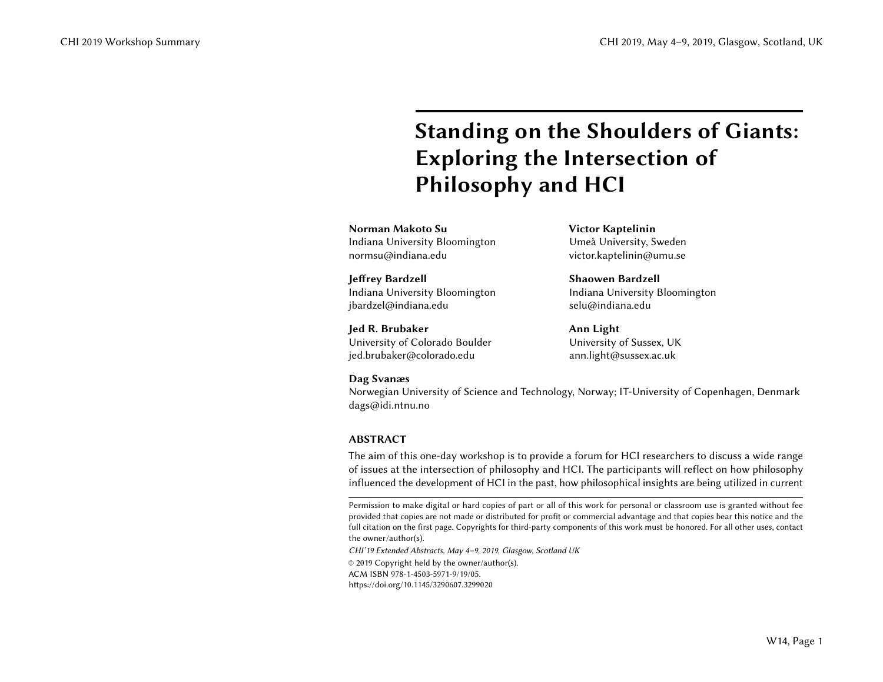# Standing on the Shoulders of Giants: Exploring the Intersection of Philosophy and HCI

**Norman Makoto Su**
Indiana University Bloomington
normsu@indiana.edu

**Victor Kaptelinin**
Umeå University, Sweden
victor.kaptelinin@umu.se

**Jeffrey Bardzell**
Indiana University Bloomington
jbardzel@indiana.edu

**Shaowen Bardzell**
Indiana University Bloomington
selu@indiana.edu

**Jed R. Brubaker**
University of Colorado Boulder
jed.brubaker@colorado.edu

**Ann Light**
University of Sussex, UK
ann.light@sussex.ac.uk

**Dag Svanæs**
Norwegian University of Science and Technology, Norway; IT-University of Copenhagen, Denmark
dags@idi.ntnu.no

## ABSTRACT

The aim of this one-day workshop is to provide a forum for HCI researchers to discuss a wide range of issues at the intersection of philosophy and HCI. The participants will reflect on how philosophy influenced the development of HCI in the past, how philosophical insights are being utilized in current

---

Permission to make digital or hard copies of part or all of this work for personal or classroom use is granted without fee provided that copies are not made or distributed for profit or commercial advantage and that copies bear this notice and the full citation on the first page. Copyrights for third-party components of this work must be honored. For all other uses, contact the owner/author(s).

*CHI'19 Extended Abstracts, May 4–9, 2019, Glasgow, Scotland UK*

© 2019 Copyright held by the owner/author(s).

ACM ISBN 978-1-4503-5971-9/19/05.

https://doi.org/10.1145/3290607.3299020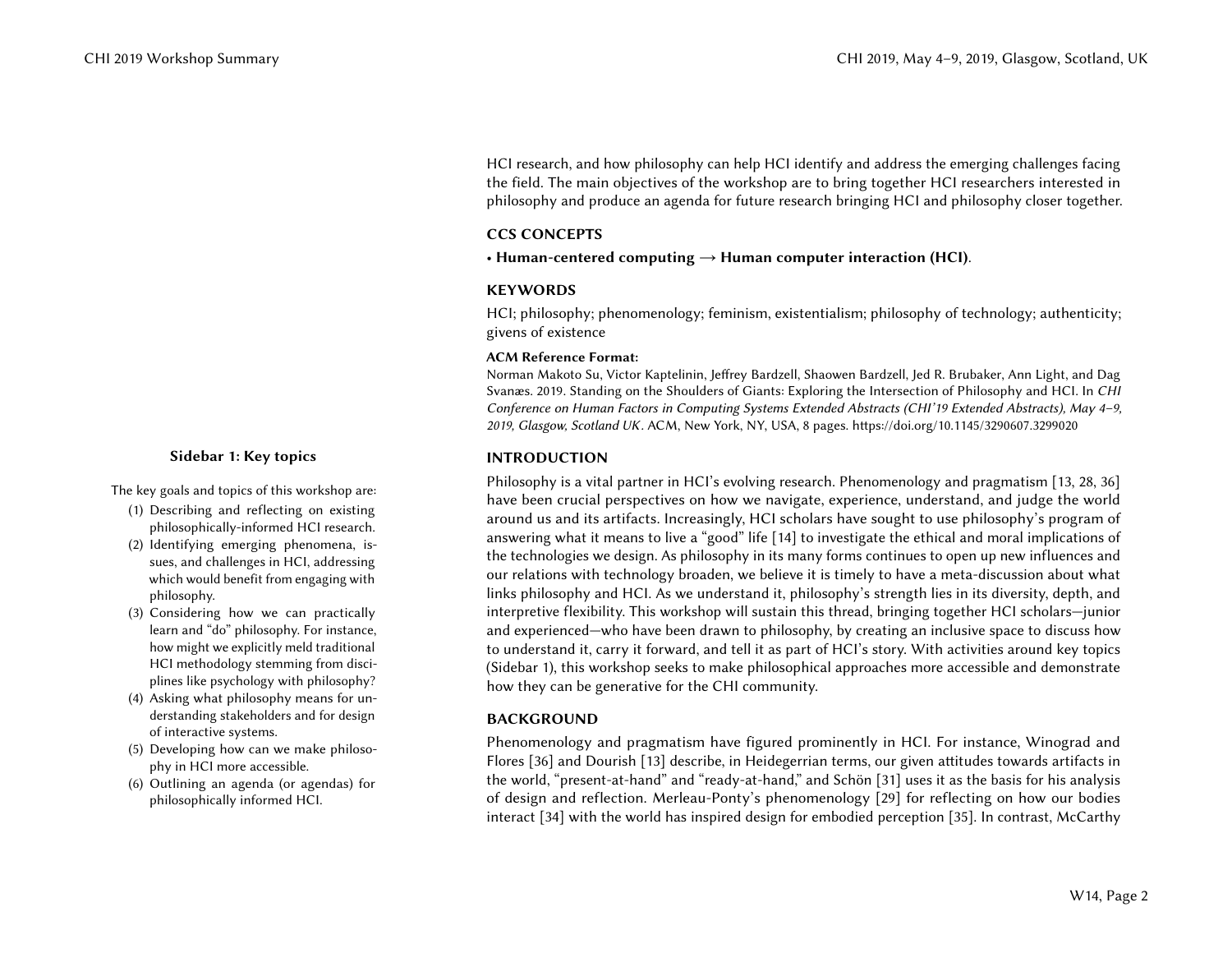HCI research, and how philosophy can help HCI identify and address the emerging challenges facing the field. The main objectives of the workshop are to bring together HCI researchers interested in philosophy and produce an agenda for future research bringing HCI and philosophy closer together.

## CCS CONCEPTS

• **Human-centered computing → Human computer interaction (HCI)**.

## KEYWORDS

HCI; philosophy; phenomenology; feminism, existentialism; philosophy of technology; authenticity; givens of existence

**ACM Reference Format:**

Norman Makoto Su, Victor Kaptelinin, Jeffrey Bardzell, Shaowen Bardzell, Jed R. Brubaker, Ann Light, and Dag Svanæs. 2019. Standing on the Shoulders of Giants: Exploring the Intersection of Philosophy and HCI. In *CHI Conference on Human Factors in Computing Systems Extended Abstracts (CHI'19 Extended Abstracts), May 4–9, 2019, Glasgow, Scotland UK*. ACM, New York, NY, USA, 8 pages. https://doi.org/10.1145/3290607.3299020

## INTRODUCTION

Philosophy is a vital partner in HCI's evolving research. Phenomenology and pragmatism [13, 28, 36] have been crucial perspectives on how we navigate, experience, understand, and judge the world around us and its artifacts. Increasingly, HCI scholars have sought to use philosophy's program of answering what it means to live a "good" life [14] to investigate the ethical and moral implications of the technologies we design. As philosophy in its many forms continues to open up new influences and our relations with technology broaden, we believe it is timely to have a meta-discussion about what links philosophy and HCI. As we understand it, philosophy's strength lies in its diversity, depth, and interpretive flexibility. This workshop will sustain this thread, bringing together HCI scholars—junior and experienced—who have been drawn to philosophy, by creating an inclusive space to discuss how to understand it, carry it forward, and tell it as part of HCI's story. With activities around key topics (Sidebar 1), this workshop seeks to make philosophical approaches more accessible and demonstrate how they can be generative for the CHI community.

**Sidebar 1: Key topics**

The key goals and topics of this workshop are:

1. Describing and reflecting on existing philosophically-informed HCI research.
2. Identifying emerging phenomena, issues, and challenges in HCI, addressing which would benefit from engaging with philosophy.
3. Considering how we can practically learn and "do" philosophy. For instance, how might we explicitly meld traditional HCI methodology stemming from disciplines like psychology with philosophy?
4. Asking what philosophy means for understanding stakeholders and for design of interactive systems.
5. Developing how can we make philosophy in HCI more accessible.
6. Outlining an agenda (or agendas) for philosophically informed HCI.

## BACKGROUND

Phenomenology and pragmatism have figured prominently in HCI. For instance, Winograd and Flores [36] and Dourish [13] describe, in Heidegerrian terms, our given attitudes towards artifacts in the world, "present-at-hand" and "ready-at-hand," and Schön [31] uses it as the basis for his analysis of design and reflection. Merleau-Ponty's phenomenology [29] for reflecting on how our bodies interact [34] with the world has inspired design for embodied perception [35]. In contrast, McCarthy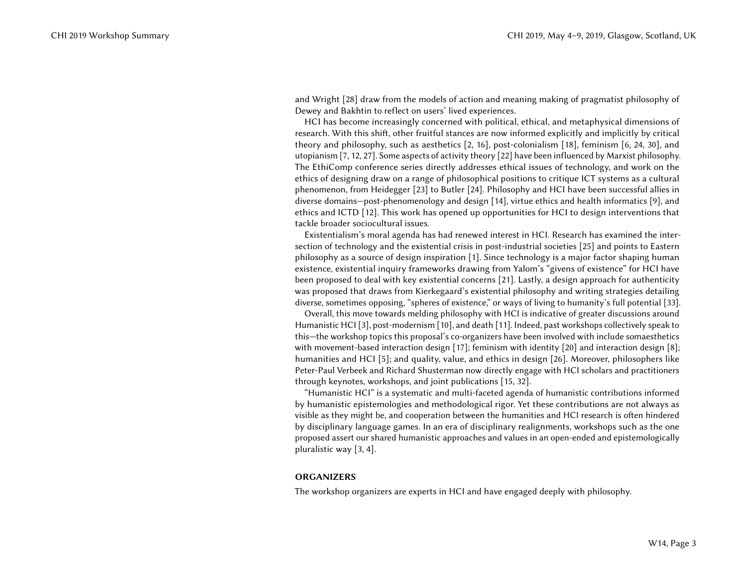and Wright [28] draw from the models of action and meaning making of pragmatist philosophy of Dewey and Bakhtin to reflect on users' lived experiences.

HCI has become increasingly concerned with political, ethical, and metaphysical dimensions of research. With this shift, other fruitful stances are now informed explicitly and implicitly by critical theory and philosophy, such as aesthetics [2, 16], post-colonialism [18], feminism [6, 24, 30], and utopianism [7, 12, 27]. Some aspects of activity theory [22] have been influenced by Marxist philosophy. The EthiComp conference series directly addresses ethical issues of technology, and work on the ethics of designing draw on a range of philosophical positions to critique ICT systems as a cultural phenomenon, from Heidegger [23] to Butler [24]. Philosophy and HCI have been successful allies in diverse domains—post-phenomenology and design [14], virtue ethics and health informatics [9], and ethics and ICTD [12]. This work has opened up opportunities for HCI to design interventions that tackle broader sociocultural issues.

Existentialism's moral agenda has had renewed interest in HCI. Research has examined the intersection of technology and the existential crisis in post-industrial societies [25] and points to Eastern philosophy as a source of design inspiration [1]. Since technology is a major factor shaping human existence, existential inquiry frameworks drawing from Yalom's "givens of existence" for HCI have been proposed to deal with key existential concerns [21]. Lastly, a design approach for authenticity was proposed that draws from Kierkegaard's existential philosophy and writing strategies detailing diverse, sometimes opposing, "spheres of existence," or ways of living to humanity's full potential [33].

Overall, this move towards melding philosophy with HCI is indicative of greater discussions around Humanistic HCI [3], post-modernism [10], and death [11]. Indeed, past workshops collectively speak to this—the workshop topics this proposal's co-organizers have been involved with include somaesthetics with movement-based interaction design [17]; feminism with identity [20] and interaction design [8]; humanities and HCI [5]; and quality, value, and ethics in design [26]. Moreover, philosophers like Peter-Paul Verbeek and Richard Shusterman now directly engage with HCI scholars and practitioners through keynotes, workshops, and joint publications [15, 32].

"Humanistic HCI" is a systematic and multi-faceted agenda of humanistic contributions informed by humanistic epistemologies and methodological rigor. Yet these contributions are not always as visible as they might be, and cooperation between the humanities and HCI research is often hindered by disciplinary language games. In an era of disciplinary realignments, workshops such as the one proposed assert our shared humanistic approaches and values in an open-ended and epistemologically pluralistic way [3, 4].

## ORGANIZERS

The workshop organizers are experts in HCI and have engaged deeply with philosophy.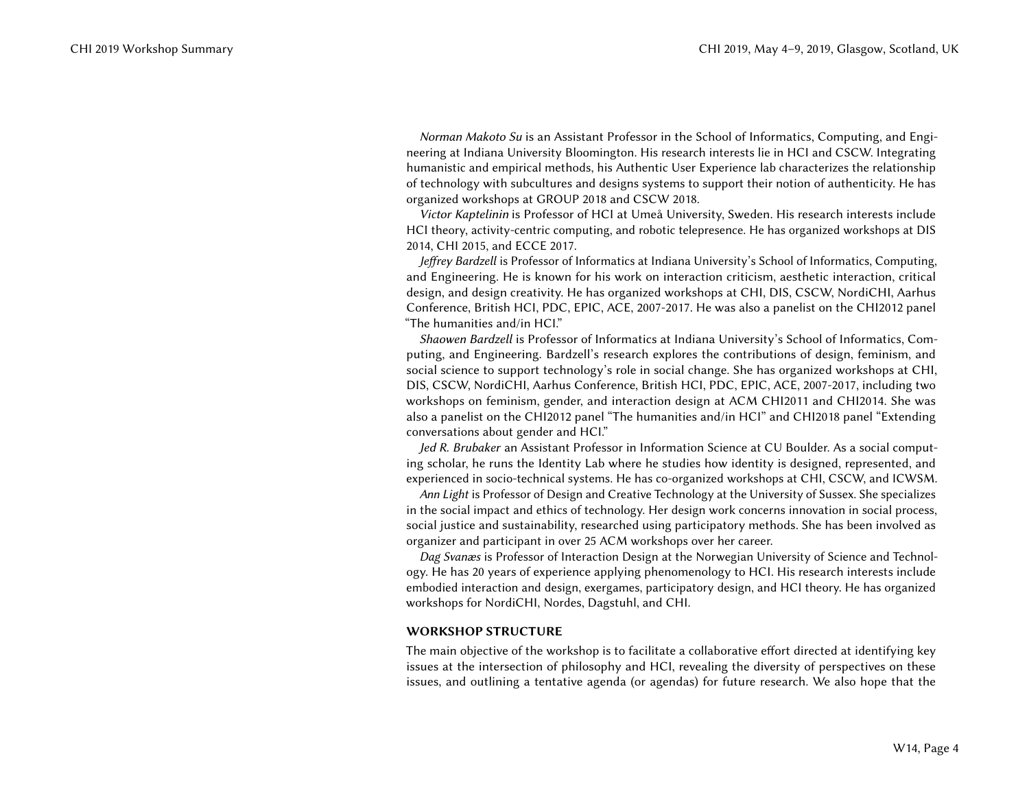*Norman Makoto Su* is an Assistant Professor in the School of Informatics, Computing, and Engineering at Indiana University Bloomington. His research interests lie in HCI and CSCW. Integrating humanistic and empirical methods, his Authentic User Experience lab characterizes the relationship of technology with subcultures and designs systems to support their notion of authenticity. He has organized workshops at GROUP 2018 and CSCW 2018.

*Victor Kaptelinin* is Professor of HCI at Umeå University, Sweden. His research interests include HCI theory, activity-centric computing, and robotic telepresence. He has organized workshops at DIS 2014, CHI 2015, and ECCE 2017.

*Jeffrey Bardzell* is Professor of Informatics at Indiana University's School of Informatics, Computing, and Engineering. He is known for his work on interaction criticism, aesthetic interaction, critical design, and design creativity. He has organized workshops at CHI, DIS, CSCW, NordiCHI, Aarhus Conference, British HCI, PDC, EPIC, ACE, 2007-2017. He was also a panelist on the CHI2012 panel "The humanities and/in HCI."

*Shaowen Bardzell* is Professor of Informatics at Indiana University's School of Informatics, Computing, and Engineering. Bardzell's research explores the contributions of design, feminism, and social science to support technology's role in social change. She has organized workshops at CHI, DIS, CSCW, NordiCHI, Aarhus Conference, British HCI, PDC, EPIC, ACE, 2007-2017, including two workshops on feminism, gender, and interaction design at ACM CHI2011 and CHI2014. She was also a panelist on the CHI2012 panel "The humanities and/in HCI" and CHI2018 panel "Extending conversations about gender and HCI."

*Jed R. Brubaker* an Assistant Professor in Information Science at CU Boulder. As a social computing scholar, he runs the Identity Lab where he studies how identity is designed, represented, and experienced in socio-technical systems. He has co-organized workshops at CHI, CSCW, and ICWSM.

*Ann Light* is Professor of Design and Creative Technology at the University of Sussex. She specializes in the social impact and ethics of technology. Her design work concerns innovation in social process, social justice and sustainability, researched using participatory methods. She has been involved as organizer and participant in over 25 ACM workshops over her career.

*Dag Svanæs* is Professor of Interaction Design at the Norwegian University of Science and Technology. He has 20 years of experience applying phenomenology to HCI. His research interests include embodied interaction and design, exergames, participatory design, and HCI theory. He has organized workshops for NordiCHI, Nordes, Dagstuhl, and CHI.

## WORKSHOP STRUCTURE

The main objective of the workshop is to facilitate a collaborative effort directed at identifying key issues at the intersection of philosophy and HCI, revealing the diversity of perspectives on these issues, and outlining a tentative agenda (or agendas) for future research. We also hope that the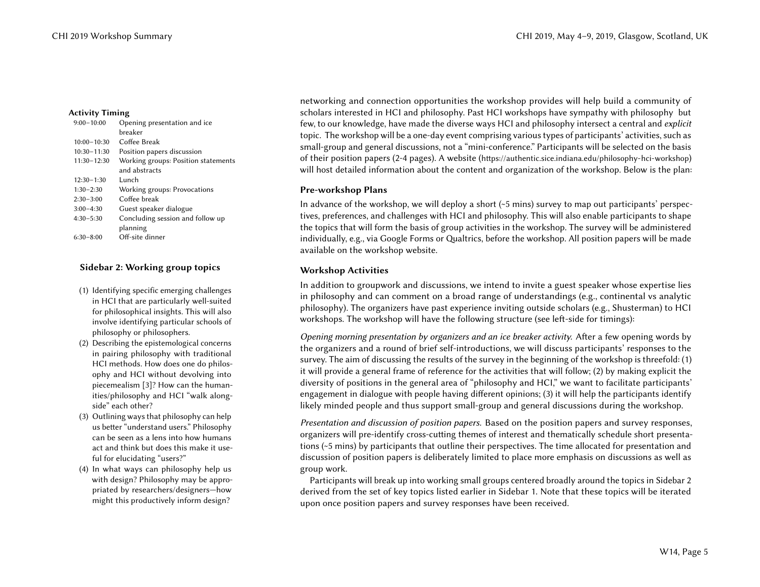**Activity Timing**

| | |
|---|---|
| 9:00–10:00 | Opening presentation and ice breaker |
| 10:00–10:30 | Coffee Break |
| 10:30–11:30 | Position papers discussion |
| 11:30–12:30 | Working groups: Position statements and abstracts |
| 12:30–1:30 | Lunch |
| 1:30–2:30 | Working groups: Provocations |
| 2:30–3:00 | Coffee break |
| 3:00–4:30 | Guest speaker dialogue |
| 4:30–5:30 | Concluding session and follow up planning |
| 6:30–8:00 | Off-site dinner |

### Sidebar 2: Working group topics

1. Identifying specific emerging challenges in HCI that are particularly well-suited for philosophical insights. This will also involve identifying particular schools of philosophy or philosophers.
2. Describing the epistemological concerns in pairing philosophy with traditional HCI methods. How does one do philosophy and HCI without devolving into piecemealism [3]? How can the humanities/philosophy and HCI "walk alongside" each other?
3. Outlining ways that philosophy can help us better "understand users." Philosophy can be seen as a lens into how humans act and think but does this make it useful for elucidating "users?"
4. In what ways can philosophy help us with design? Philosophy may be appropriated by researchers/designers—how might this productively inform design?

networking and connection opportunities the workshop provides will help build a community of scholars interested in HCI and philosophy. Past HCI workshops have sympathy with philosophy but few, to our knowledge, have made the diverse ways HCI and philosophy intersect a central and *explicit* topic. The workshop will be a one-day event comprising various types of participants' activities, such as small-group and general discussions, not a "mini-conference." Participants will be selected on the basis of their position papers (2-4 pages). A website (https://authentic.sice.indiana.edu/philosophy-hci-workshop) will host detailed information about the content and organization of the workshop. Below is the plan:

### Pre-workshop Plans

In advance of the workshop, we will deploy a short (~5 mins) survey to map out participants' perspectives, preferences, and challenges with HCI and philosophy. This will also enable participants to shape the topics that will form the basis of group activities in the workshop. The survey will be administered individually, e.g., via Google Forms or Qualtrics, before the workshop. All position papers will be made available on the workshop website.

### Workshop Activities

In addition to groupwork and discussions, we intend to invite a guest speaker whose expertise lies in philosophy and can comment on a broad range of understandings (e.g., continental vs analytic philosophy). The organizers have past experience inviting outside scholars (e.g., Shusterman) to HCI workshops. The workshop will have the following structure (see left-side for timings):

*Opening morning presentation by organizers and an ice breaker activity.* After a few opening words by the organizers and a round of brief self-introductions, we will discuss participants' responses to the survey. The aim of discussing the results of the survey in the beginning of the workshop is threefold: (1) it will provide a general frame of reference for the activities that will follow; (2) by making explicit the diversity of positions in the general area of "philosophy and HCI," we want to facilitate participants' engagement in dialogue with people having different opinions; (3) it will help the participants identify likely minded people and thus support small-group and general discussions during the workshop.

*Presentation and discussion of position papers.* Based on the position papers and survey responses, organizers will pre-identify cross-cutting themes of interest and thematically schedule short presentations (~5 mins) by participants that outline their perspectives. The time allocated for presentation and discussion of position papers is deliberately limited to place more emphasis on discussions as well as group work.

Participants will break up into working small groups centered broadly around the topics in Sidebar 2 derived from the set of key topics listed earlier in Sidebar 1. Note that these topics will be iterated upon once position papers and survey responses have been received.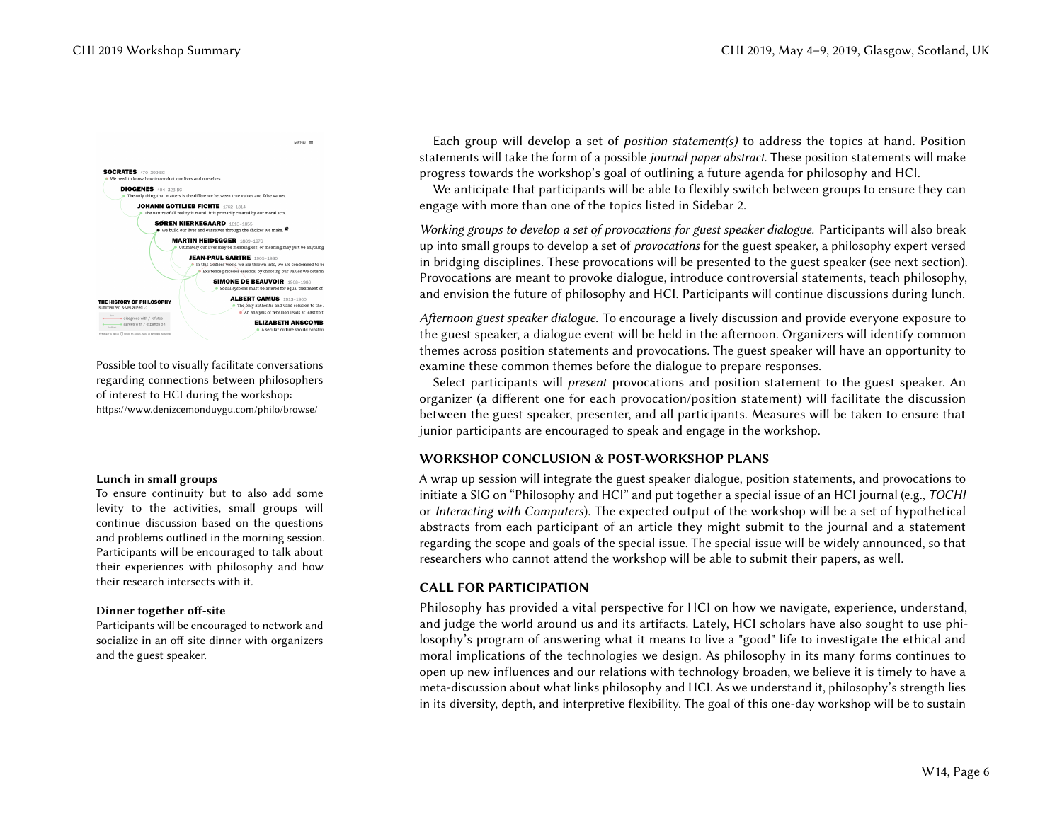Possible tool to visually facilitate conversations regarding connections between philosophers of interest to HCI during the workshop: https://www.denizcemonduygu.com/philo/browse/

**Lunch in small groups**
To ensure continuity but to also add some levity to the activities, small groups will continue discussion based on the questions and problems outlined in the morning session. Participants will be encouraged to talk about their experiences with philosophy and how their research intersects with it.

**Dinner together off-site**
Participants will be encouraged to network and socialize in an off-site dinner with organizers and the guest speaker.

Each group will develop a set of *position statement(s)* to address the topics at hand. Position statements will take the form of a possible *journal paper abstract*. These position statements will make progress towards the workshop's goal of outlining a future agenda for philosophy and HCI.

We anticipate that participants will be able to flexibly switch between groups to ensure they can engage with more than one of the topics listed in Sidebar 2.

*Working groups to develop a set of provocations for guest speaker dialogue.* Participants will also break up into small groups to develop a set of *provocations* for the guest speaker, a philosophy expert versed in bridging disciplines. These provocations will be presented to the guest speaker (see next section). Provocations are meant to provoke dialogue, introduce controversial statements, teach philosophy, and envision the future of philosophy and HCI. Participants will continue discussions during lunch.

*Afternoon guest speaker dialogue.* To encourage a lively discussion and provide everyone exposure to the guest speaker, a dialogue event will be held in the afternoon. Organizers will identify common themes across position statements and provocations. The guest speaker will have an opportunity to examine these common themes before the dialogue to prepare responses.

Select participants will *present* provocations and position statement to the guest speaker. An organizer (a different one for each provocation/position statement) will facilitate the discussion between the guest speaker, presenter, and all participants. Measures will be taken to ensure that junior participants are encouraged to speak and engage in the workshop.

## WORKSHOP CONCLUSION & POST-WORKSHOP PLANS

A wrap up session will integrate the guest speaker dialogue, position statements, and provocations to initiate a SIG on "Philosophy and HCI" and put together a special issue of an HCI journal (e.g., *TOCHI* or *Interacting with Computers*). The expected output of the workshop will be a set of hypothetical abstracts from each participant of an article they might submit to the journal and a statement regarding the scope and goals of the special issue. The special issue will be widely announced, so that researchers who cannot attend the workshop will be able to submit their papers, as well.

## CALL FOR PARTICIPATION

Philosophy has provided a vital perspective for HCI on how we navigate, experience, understand, and judge the world around us and its artifacts. Lately, HCI scholars have also sought to use philosophy's program of answering what it means to live a "good" life to investigate the ethical and moral implications of the technologies we design. As philosophy in its many forms continues to open up new influences and our relations with technology broaden, we believe it is timely to have a meta-discussion about what links philosophy and HCI. As we understand it, philosophy's strength lies in its diversity, depth, and interpretive flexibility. The goal of this one-day workshop will be to sustain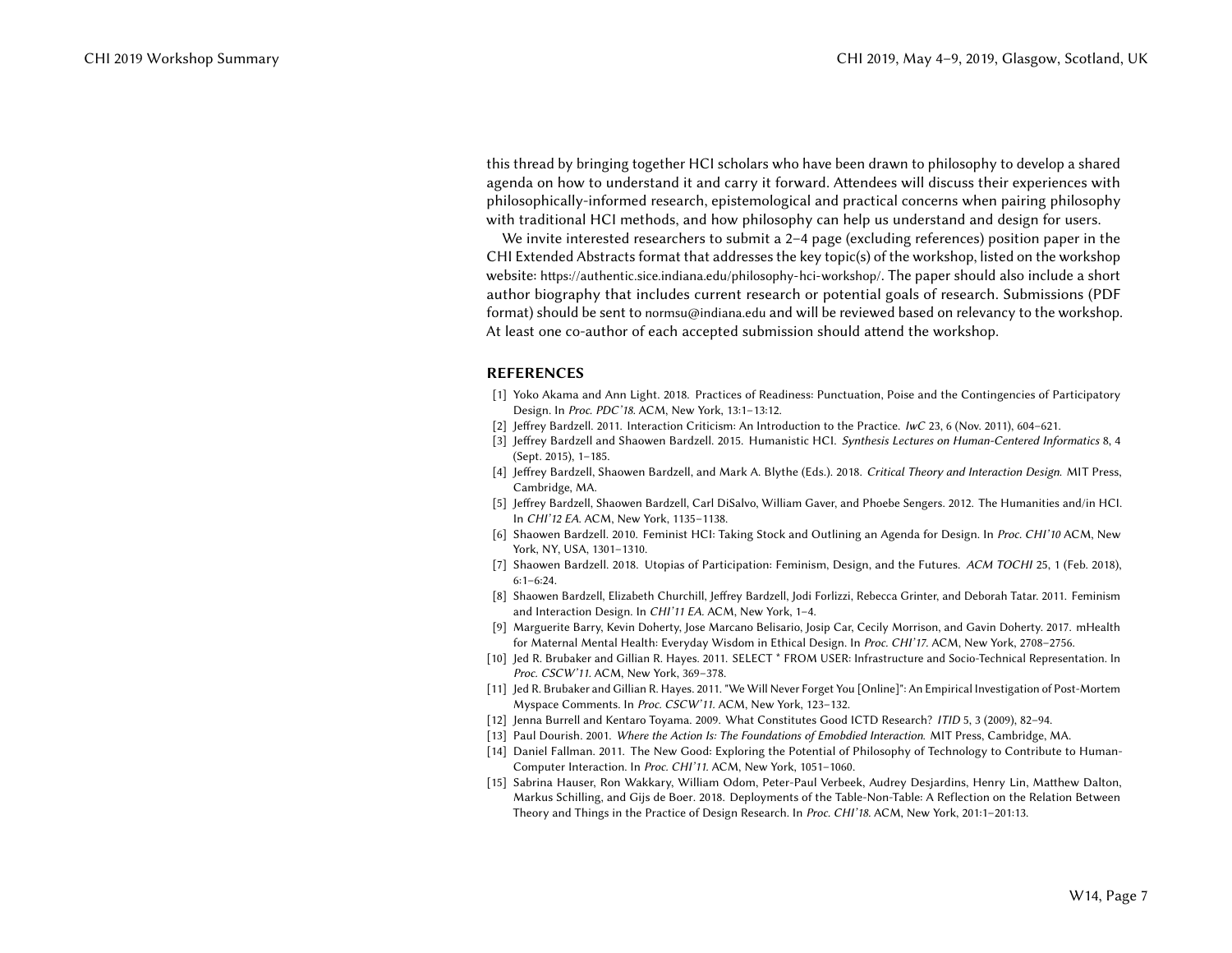this thread by bringing together HCI scholars who have been drawn to philosophy to develop a shared agenda on how to understand it and carry it forward. Attendees will discuss their experiences with philosophically-informed research, epistemological and practical concerns when pairing philosophy with traditional HCI methods, and how philosophy can help us understand and design for users.

We invite interested researchers to submit a 2–4 page (excluding references) position paper in the CHI Extended Abstracts format that addresses the key topic(s) of the workshop, listed on the workshop website: https://authentic.sice.indiana.edu/philosophy-hci-workshop/. The paper should also include a short author biography that includes current research or potential goals of research. Submissions (PDF format) should be sent to normsu@indiana.edu and will be reviewed based on relevancy to the workshop. At least one co-author of each accepted submission should attend the workshop.

## REFERENCES

[1] Yoko Akama and Ann Light. 2018. Practices of Readiness: Punctuation, Poise and the Contingencies of Participatory Design. In *Proc. PDC'18*. ACM, New York, 13:1–13:12.

[2] Jeffrey Bardzell. 2011. Interaction Criticism: An Introduction to the Practice. *IwC* 23, 6 (Nov. 2011), 604–621.

[3] Jeffrey Bardzell and Shaowen Bardzell. 2015. Humanistic HCI. *Synthesis Lectures on Human-Centered Informatics* 8, 4 (Sept. 2015), 1–185.

[4] Jeffrey Bardzell, Shaowen Bardzell, and Mark A. Blythe (Eds.). 2018. *Critical Theory and Interaction Design*. MIT Press, Cambridge, MA.

[5] Jeffrey Bardzell, Shaowen Bardzell, Carl DiSalvo, William Gaver, and Phoebe Sengers. 2012. The Humanities and/in HCI. In *CHI'12 EA*. ACM, New York, 1135–1138.

[6] Shaowen Bardzell. 2010. Feminist HCI: Taking Stock and Outlining an Agenda for Design. In *Proc. CHI'10* ACM, New York, NY, USA, 1301–1310.

[7] Shaowen Bardzell. 2018. Utopias of Participation: Feminism, Design, and the Futures. *ACM TOCHI* 25, 1 (Feb. 2018), 6:1–6:24.

[8] Shaowen Bardzell, Elizabeth Churchill, Jeffrey Bardzell, Jodi Forlizzi, Rebecca Grinter, and Deborah Tatar. 2011. Feminism and Interaction Design. In *CHI'11 EA*. ACM, New York, 1–4.

[9] Marguerite Barry, Kevin Doherty, Jose Marcano Belisario, Josip Car, Cecily Morrison, and Gavin Doherty. 2017. mHealth for Maternal Mental Health: Everyday Wisdom in Ethical Design. In *Proc. CHI'17*. ACM, New York, 2708–2756.

[10] Jed R. Brubaker and Gillian R. Hayes. 2011. SELECT * FROM USER: Infrastructure and Socio-Technical Representation. In *Proc. CSCW'11*. ACM, New York, 369–378.

[11] Jed R. Brubaker and Gillian R. Hayes. 2011. "We Will Never Forget You [Online]": An Empirical Investigation of Post-Mortem Myspace Comments. In *Proc. CSCW'11*. ACM, New York, 123–132.

[12] Jenna Burrell and Kentaro Toyama. 2009. What Constitutes Good ICTD Research? *ITID* 5, 3 (2009), 82–94.

[13] Paul Dourish. 2001. *Where the Action Is: The Foundations of Emobdied Interaction*. MIT Press, Cambridge, MA.

[14] Daniel Fallman. 2011. The New Good: Exploring the Potential of Philosophy of Technology to Contribute to Human-Computer Interaction. In *Proc. CHI'11*. ACM, New York, 1051–1060.

[15] Sabrina Hauser, Ron Wakkary, William Odom, Peter-Paul Verbeek, Audrey Desjardins, Henry Lin, Matthew Dalton, Markus Schilling, and Gijs de Boer. 2018. Deployments of the Table-Non-Table: A Reflection on the Relation Between Theory and Things in the Practice of Design Research. In *Proc. CHI'18*. ACM, New York, 201:1–201:13.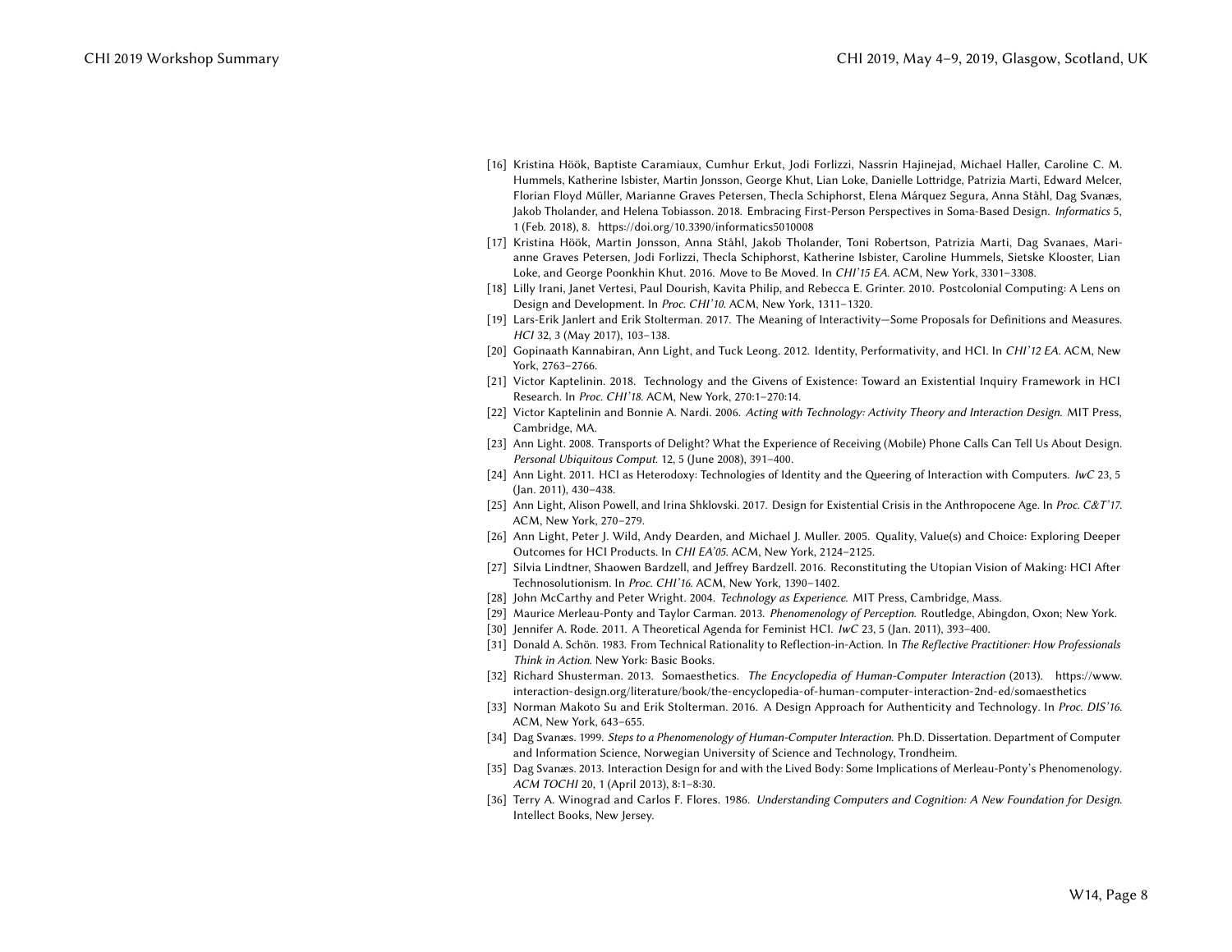[16] Kristina Höök, Baptiste Caramiaux, Cumhur Erkut, Jodi Forlizzi, Nassrin Hajinejad, Michael Haller, Caroline C. M. Hummels, Katherine Isbister, Martin Jonsson, George Khut, Lian Loke, Danielle Lottridge, Patrizia Marti, Edward Melcer, Florian Floyd Müller, Marianne Graves Petersen, Thecla Schiphorst, Elena Márquez Segura, Anna Ståhl, Dag Svanæs, Jakob Tholander, and Helena Tobiasson. 2018. Embracing First-Person Perspectives in Soma-Based Design. *Informatics* 5, 1 (Feb. 2018), 8. https://doi.org/10.3390/informatics5010008

[17] Kristina Höök, Martin Jonsson, Anna Ståhl, Jakob Tholander, Toni Robertson, Patrizia Marti, Dag Svanaes, Marianne Graves Petersen, Jodi Forlizzi, Thecla Schiphorst, Katherine Isbister, Caroline Hummels, Sietske Klooster, Lian Loke, and George Poonkhin Khut. 2016. Move to Be Moved. In *CHI'15 EA*. ACM, New York, 3301–3308.

[18] Lilly Irani, Janet Vertesi, Paul Dourish, Kavita Philip, and Rebecca E. Grinter. 2010. Postcolonial Computing: A Lens on Design and Development. In *Proc. CHI'10*. ACM, New York, 1311–1320.

[19] Lars-Erik Janlert and Erik Stolterman. 2017. The Meaning of Interactivity—Some Proposals for Definitions and Measures. *HCI* 32, 3 (May 2017), 103–138.

[20] Gopinaath Kannabiran, Ann Light, and Tuck Leong. 2012. Identity, Performativity, and HCI. In *CHI'12 EA*. ACM, New York, 2763–2766.

[21] Victor Kaptelinin. 2018. Technology and the Givens of Existence: Toward an Existential Inquiry Framework in HCI Research. In *Proc. CHI'18*. ACM, New York, 270:1–270:14.

[22] Victor Kaptelinin and Bonnie A. Nardi. 2006. *Acting with Technology: Activity Theory and Interaction Design*. MIT Press, Cambridge, MA.

[23] Ann Light. 2008. Transports of Delight? What the Experience of Receiving (Mobile) Phone Calls Can Tell Us About Design. *Personal Ubiquitous Comput.* 12, 5 (June 2008), 391–400.

[24] Ann Light. 2011. HCI as Heterodoxy: Technologies of Identity and the Queering of Interaction with Computers. *IwC* 23, 5 (Jan. 2011), 430–438.

[25] Ann Light, Alison Powell, and Irina Shklovski. 2017. Design for Existential Crisis in the Anthropocene Age. In *Proc. C&T'17*. ACM, New York, 270–279.

[26] Ann Light, Peter J. Wild, Andy Dearden, and Michael J. Muller. 2005. Quality, Value(s) and Choice: Exploring Deeper Outcomes for HCI Products. In *CHI EA'05*. ACM, New York, 2124–2125.

[27] Silvia Lindtner, Shaowen Bardzell, and Jeffrey Bardzell. 2016. Reconstituting the Utopian Vision of Making: HCI After Technosolutionism. In *Proc. CHI'16*. ACM, New York, 1390–1402.

[28] John McCarthy and Peter Wright. 2004. *Technology as Experience*. MIT Press, Cambridge, Mass.

[29] Maurice Merleau-Ponty and Taylor Carman. 2013. *Phenomenology of Perception*. Routledge, Abingdon, Oxon; New York.

[30] Jennifer A. Rode. 2011. A Theoretical Agenda for Feminist HCI. *IwC* 23, 5 (Jan. 2011), 393–400.

[31] Donald A. Schön. 1983. From Technical Rationality to Reflection-in-Action. In *The Reflective Practitioner: How Professionals Think in Action*. New York: Basic Books.

[32] Richard Shusterman. 2013. Somaesthetics. *The Encyclopedia of Human-Computer Interaction* (2013). https://www.interaction-design.org/literature/book/the-encyclopedia-of-human-computer-interaction-2nd-ed/somaesthetics

[33] Norman Makoto Su and Erik Stolterman. 2016. A Design Approach for Authenticity and Technology. In *Proc. DIS'16*. ACM, New York, 643–655.

[34] Dag Svanæs. 1999. *Steps to a Phenomenology of Human-Computer Interaction*. Ph.D. Dissertation. Department of Computer and Information Science, Norwegian University of Science and Technology, Trondheim.

[35] Dag Svanæs. 2013. Interaction Design for and with the Lived Body: Some Implications of Merleau-Ponty's Phenomenology. *ACM TOCHI* 20, 1 (April 2013), 8:1–8:30.

[36] Terry A. Winograd and Carlos F. Flores. 1986. *Understanding Computers and Cognition: A New Foundation for Design*. Intellect Books, New Jersey.